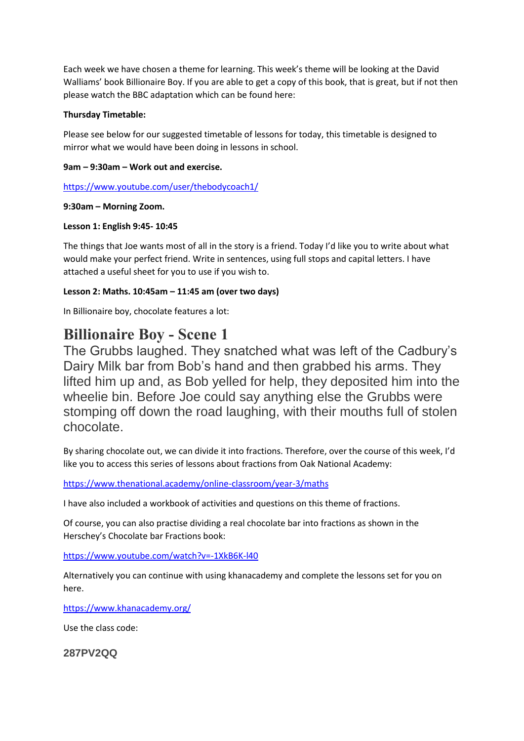Each week we have chosen a theme for learning. This week's theme will be looking at the David Walliams' book Billionaire Boy. If you are able to get a copy of this book, that is great, but if not then please watch the BBC adaptation which can be found here:

**Thursday Timetable:**

Please see below for our suggested timetable of lessons for today, this timetable is designed to mirror what we would have been doing in lessons in school.

**9am – 9:30am – Work out and exercise.**

https://www.youtube.com/user/thebodycoach1/

**9:30am – Morning Zoom.**

**Lesson 1: English 9:45- 10:45**

The things that Joe wants most of all in the story is a friend. Today I'd like you to write about what would make your perfect friend. Write in sentences, using full stops and capital letters. I have attached a useful sheet for you to use if you wish to.

**Lesson 2: Maths. 10:45am – 11:45 am (over two days)**

In Billionaire boy, chocolate features a lot:

# Billionaire Boy - Scene 1

The Grubbs laughed. They snatched what was left of the Cadbury's Dairy Milk bar from Bob's hand and then grabbed his arms. They lifted him up and, as Bob yelled for help, they deposited him into the wheelie bin. Before Joe could say anything else the Grubbs were stomping off down the road laughing, with their mouths full of stolen chocolate.

By sharing chocolate out, we can divide it into fractions. Therefore, over the course of this week, I'd like you to access this series of lessons about fractions from Oak National Academy:

https://www.thenational.academy/online-classroom/year-3/maths

I have also included a workbook of activities and questions on this theme of fractions.

Of course, you can also practise dividing a real chocolate bar into fractions as shown in the Herschey's Chocolate bar Fractions book:

https://www.youtube.com/watch?v=-1XkB6K-l40

Alternatively you can continue with using khanacademy and complete the lessons set for you on here.

https://www.khanacademy.org/

Use the class code:

**287PV2QQ**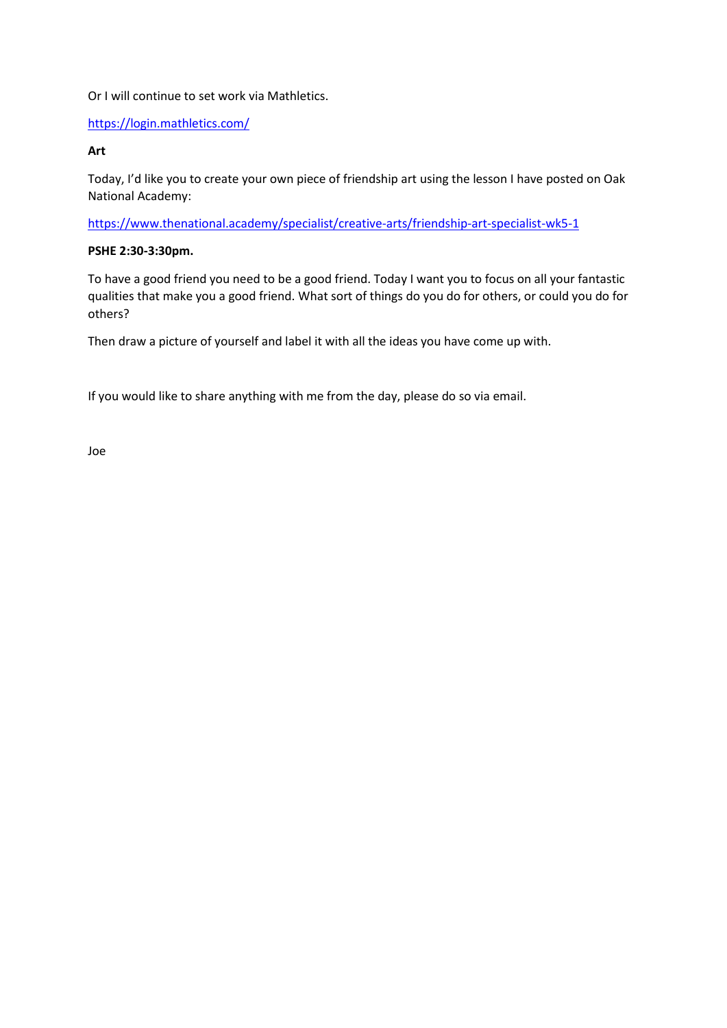Or I will continue to set work via Mathletics.

https://login.mathletics.com/

**Art**

Today, I'd like you to create your own piece of friendship art using the lesson I have posted on Oak National Academy:

https://www.thenational.academy/specialist/creative-arts/friendship-art-specialist-wk5-1

**PSHE 2:30-3:30pm.**

To have a good friend you need to be a good friend. Today I want you to focus on all your fantastic qualities that make you a good friend. What sort of things do you do for others, or could you do for others?

Then draw a picture of yourself and label it with all the ideas you have come up with.

If you would like to share anything with me from the day, please do so via email.

Joe